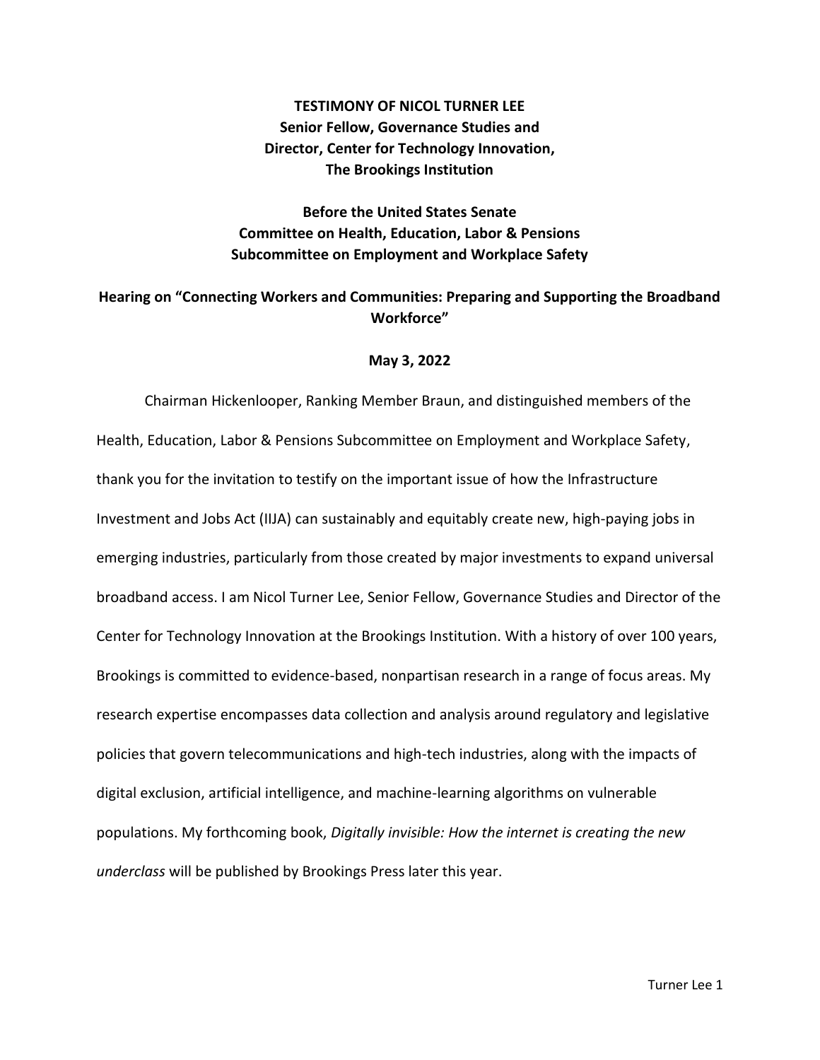**TESTIMONY OF NICOL TURNER LEE**
**Senior Fellow, Governance Studies and**
**Director, Center for Technology Innovation,**
**The Brookings Institution**

**Before the United States Senate**
**Committee on Health, Education, Labor & Pensions**
**Subcommittee on Employment and Workplace Safety**

**Hearing on "Connecting Workers and Communities: Preparing and Supporting the Broadband Workforce"**

**May 3, 2022**

Chairman Hickenlooper, Ranking Member Braun, and distinguished members of the Health, Education, Labor & Pensions Subcommittee on Employment and Workplace Safety, thank you for the invitation to testify on the important issue of how the Infrastructure Investment and Jobs Act (IIJA) can sustainably and equitably create new, high-paying jobs in emerging industries, particularly from those created by major investments to expand universal broadband access. I am Nicol Turner Lee, Senior Fellow, Governance Studies and Director of the Center for Technology Innovation at the Brookings Institution. With a history of over 100 years, Brookings is committed to evidence-based, nonpartisan research in a range of focus areas. My research expertise encompasses data collection and analysis around regulatory and legislative policies that govern telecommunications and high-tech industries, along with the impacts of digital exclusion, artificial intelligence, and machine-learning algorithms on vulnerable populations. My forthcoming book, *Digitally invisible: How the internet is creating the new underclass* will be published by Brookings Press later this year.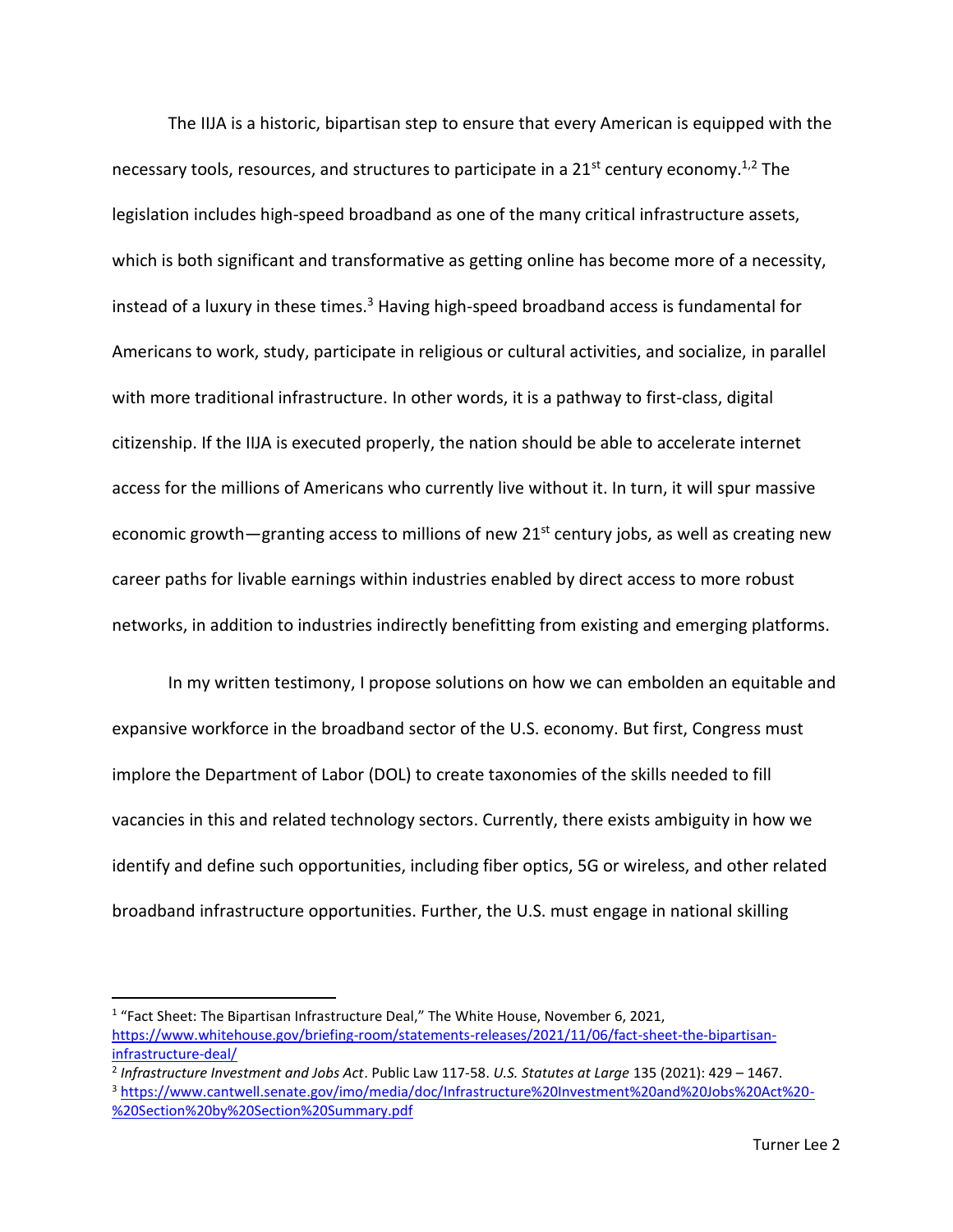The IIJA is a historic, bipartisan step to ensure that every American is equipped with the necessary tools, resources, and structures to participate in a 21st century economy.[1,2] The legislation includes high-speed broadband as one of the many critical infrastructure assets, which is both significant and transformative as getting online has become more of a necessity, instead of a luxury in these times.[3] Having high-speed broadband access is fundamental for Americans to work, study, participate in religious or cultural activities, and socialize, in parallel with more traditional infrastructure. In other words, it is a pathway to first-class, digital citizenship. If the IIJA is executed properly, the nation should be able to accelerate internet access for the millions of Americans who currently live without it. In turn, it will spur massive economic growth—granting access to millions of new 21st century jobs, as well as creating new career paths for livable earnings within industries enabled by direct access to more robust networks, in addition to industries indirectly benefitting from existing and emerging platforms.

In my written testimony, I propose solutions on how we can embolden an equitable and expansive workforce in the broadband sector of the U.S. economy. But first, Congress must implore the Department of Labor (DOL) to create taxonomies of the skills needed to fill vacancies in this and related technology sectors. Currently, there exists ambiguity in how we identify and define such opportunities, including fiber optics, 5G or wireless, and other related broadband infrastructure opportunities. Further, the U.S. must engage in national skilling

---

[1] "Fact Sheet: The Bipartisan Infrastructure Deal," The White House, November 6, 2021, https://www.whitehouse.gov/briefing-room/statements-releases/2021/11/06/fact-sheet-the-bipartisan-infrastructure-deal/

[2] *Infrastructure Investment and Jobs Act*. Public Law 117-58. *U.S. Statutes at Large* 135 (2021): 429 – 1467.

[3] https://www.cantwell.senate.gov/imo/media/doc/Infrastructure%20Investment%20and%20Jobs%20Act%20-%20Section%20by%20Section%20Summary.pdf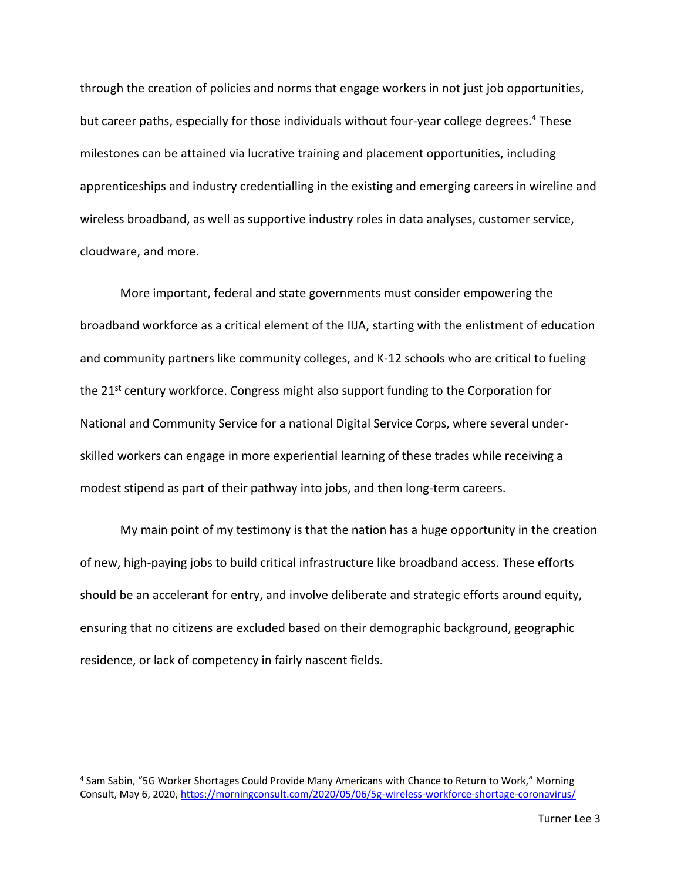through the creation of policies and norms that engage workers in not just job opportunities, but career paths, especially for those individuals without four-year college degrees.[4] These milestones can be attained via lucrative training and placement opportunities, including apprenticeships and industry credentialling in the existing and emerging careers in wireline and wireless broadband, as well as supportive industry roles in data analyses, customer service, cloudware, and more.

More important, federal and state governments must consider empowering the broadband workforce as a critical element of the IIJA, starting with the enlistment of education and community partners like community colleges, and K-12 schools who are critical to fueling the 21st century workforce. Congress might also support funding to the Corporation for National and Community Service for a national Digital Service Corps, where several under-skilled workers can engage in more experiential learning of these trades while receiving a modest stipend as part of their pathway into jobs, and then long-term careers.

My main point of my testimony is that the nation has a huge opportunity in the creation of new, high-paying jobs to build critical infrastructure like broadband access. These efforts should be an accelerant for entry, and involve deliberate and strategic efforts around equity, ensuring that no citizens are excluded based on their demographic background, geographic residence, or lack of competency in fairly nascent fields.

---

[4] Sam Sabin, "5G Worker Shortages Could Provide Many Americans with Chance to Return to Work," Morning Consult, May 6, 2020, https://morningconsult.com/2020/05/06/5g-wireless-workforce-shortage-coronavirus/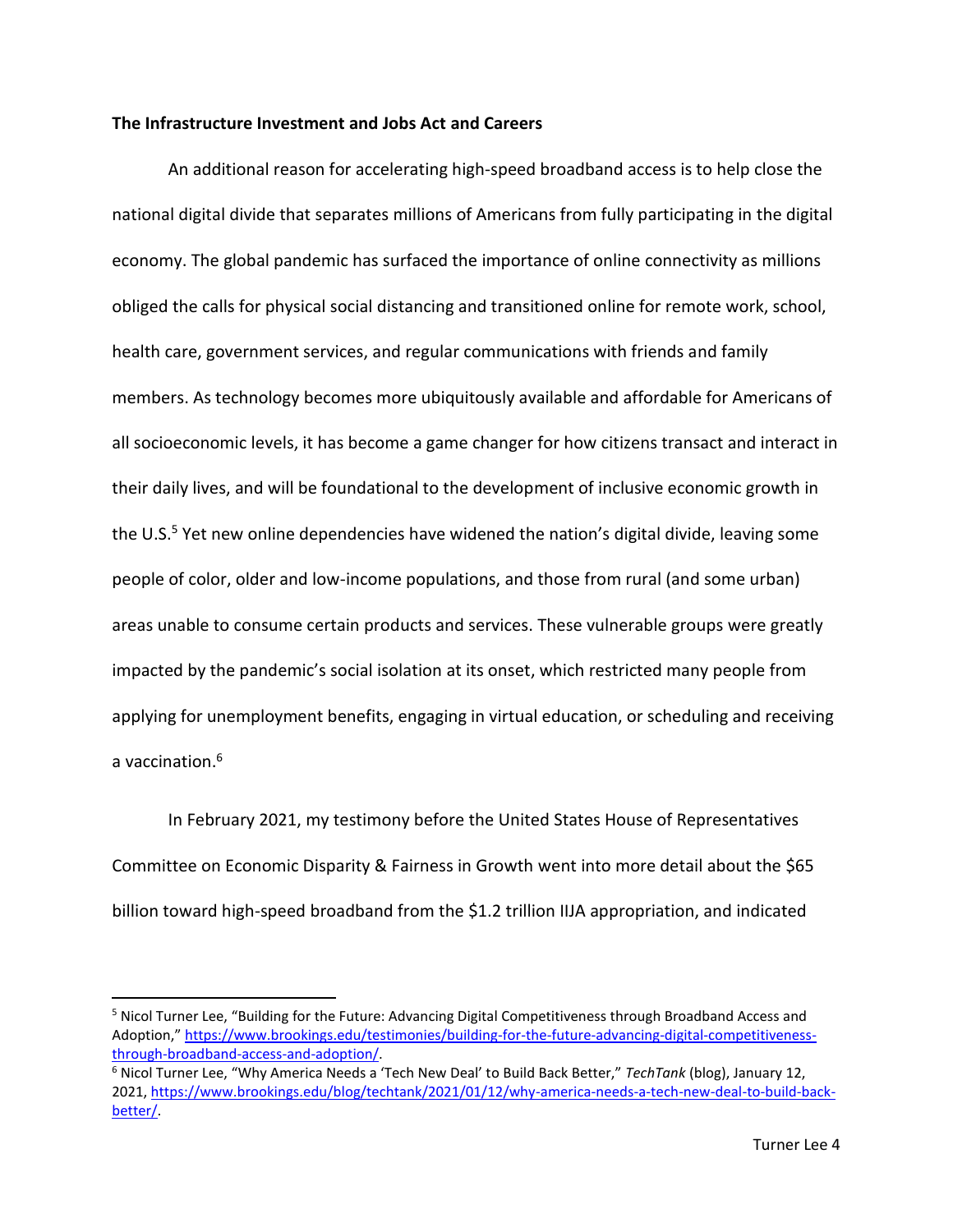**The Infrastructure Investment and Jobs Act and Careers**

An additional reason for accelerating high-speed broadband access is to help close the national digital divide that separates millions of Americans from fully participating in the digital economy. The global pandemic has surfaced the importance of online connectivity as millions obliged the calls for physical social distancing and transitioned online for remote work, school, health care, government services, and regular communications with friends and family members. As technology becomes more ubiquitously available and affordable for Americans of all socioeconomic levels, it has become a game changer for how citizens transact and interact in their daily lives, and will be foundational to the development of inclusive economic growth in the U.S.[5] Yet new online dependencies have widened the nation's digital divide, leaving some people of color, older and low-income populations, and those from rural (and some urban) areas unable to consume certain products and services. These vulnerable groups were greatly impacted by the pandemic's social isolation at its onset, which restricted many people from applying for unemployment benefits, engaging in virtual education, or scheduling and receiving a vaccination.[6]

In February 2021, my testimony before the United States House of Representatives Committee on Economic Disparity & Fairness in Growth went into more detail about the $65 billion toward high-speed broadband from the $1.2 trillion IIJA appropriation, and indicated

---

[5] Nicol Turner Lee, "Building for the Future: Advancing Digital Competitiveness through Broadband Access and Adoption," https://www.brookings.edu/testimonies/building-for-the-future-advancing-digital-competitiveness-through-broadband-access-and-adoption/.

[6] Nicol Turner Lee, "Why America Needs a 'Tech New Deal' to Build Back Better," *TechTank* (blog), January 12, 2021, https://www.brookings.edu/blog/techtank/2021/01/12/why-america-needs-a-tech-new-deal-to-build-back-better/.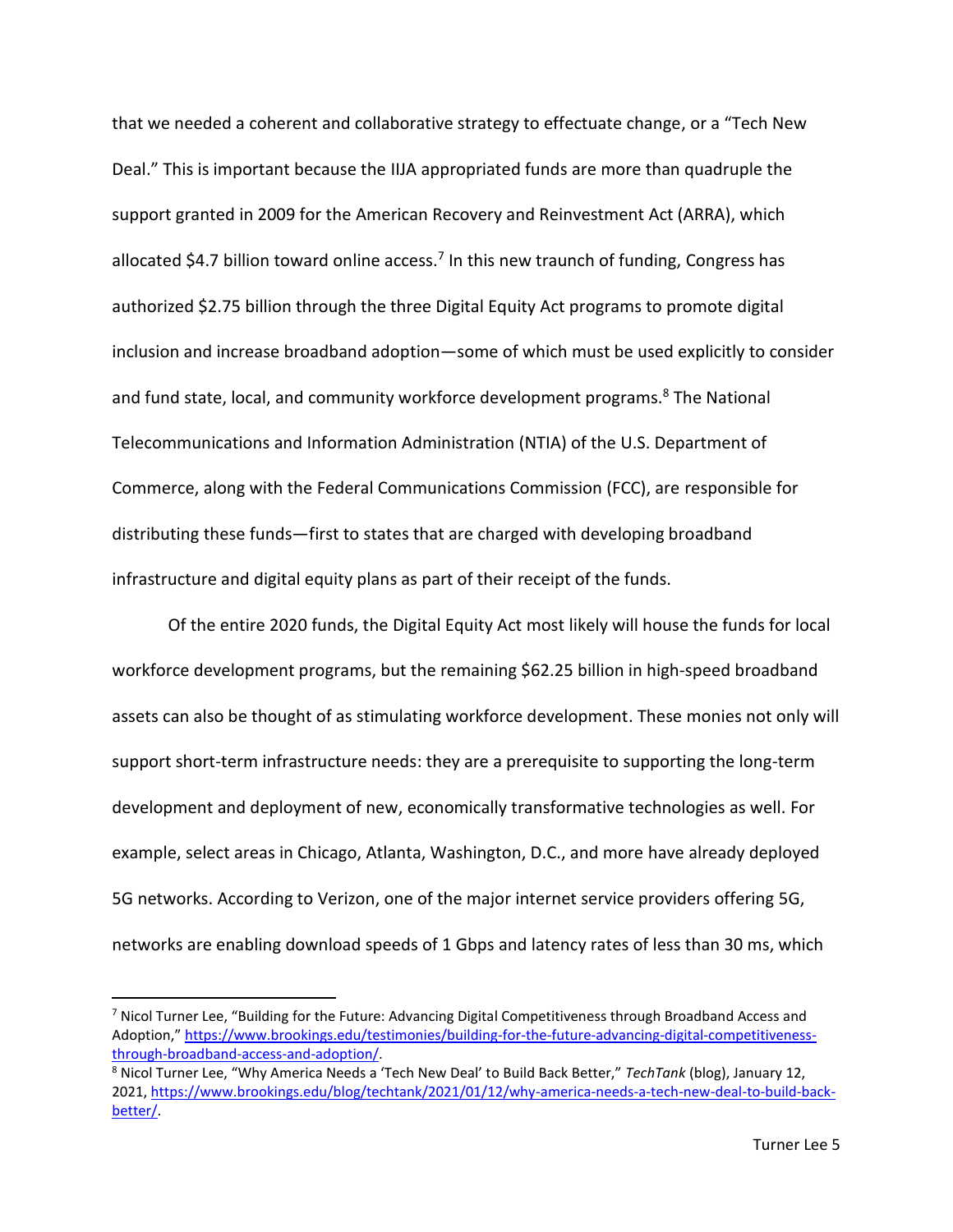that we needed a coherent and collaborative strategy to effectuate change, or a "Tech New Deal." This is important because the IIJA appropriated funds are more than quadruple the support granted in 2009 for the American Recovery and Reinvestment Act (ARRA), which allocated $4.7 billion toward online access.[7] In this new traunch of funding, Congress has authorized $2.75 billion through the three Digital Equity Act programs to promote digital inclusion and increase broadband adoption—some of which must be used explicitly to consider and fund state, local, and community workforce development programs.[8] The National Telecommunications and Information Administration (NTIA) of the U.S. Department of Commerce, along with the Federal Communications Commission (FCC), are responsible for distributing these funds—first to states that are charged with developing broadband infrastructure and digital equity plans as part of their receipt of the funds.

Of the entire 2020 funds, the Digital Equity Act most likely will house the funds for local workforce development programs, but the remaining $62.25 billion in high-speed broadband assets can also be thought of as stimulating workforce development. These monies not only will support short-term infrastructure needs: they are a prerequisite to supporting the long-term development and deployment of new, economically transformative technologies as well. For example, select areas in Chicago, Atlanta, Washington, D.C., and more have already deployed 5G networks. According to Verizon, one of the major internet service providers offering 5G, networks are enabling download speeds of 1 Gbps and latency rates of less than 30 ms, which

---

[7] Nicol Turner Lee, "Building for the Future: Advancing Digital Competitiveness through Broadband Access and Adoption," https://www.brookings.edu/testimonies/building-for-the-future-advancing-digital-competitiveness-through-broadband-access-and-adoption/.

[8] Nicol Turner Lee, "Why America Needs a 'Tech New Deal' to Build Back Better," *TechTank* (blog), January 12, 2021, https://www.brookings.edu/blog/techtank/2021/01/12/why-america-needs-a-tech-new-deal-to-build-back-better/.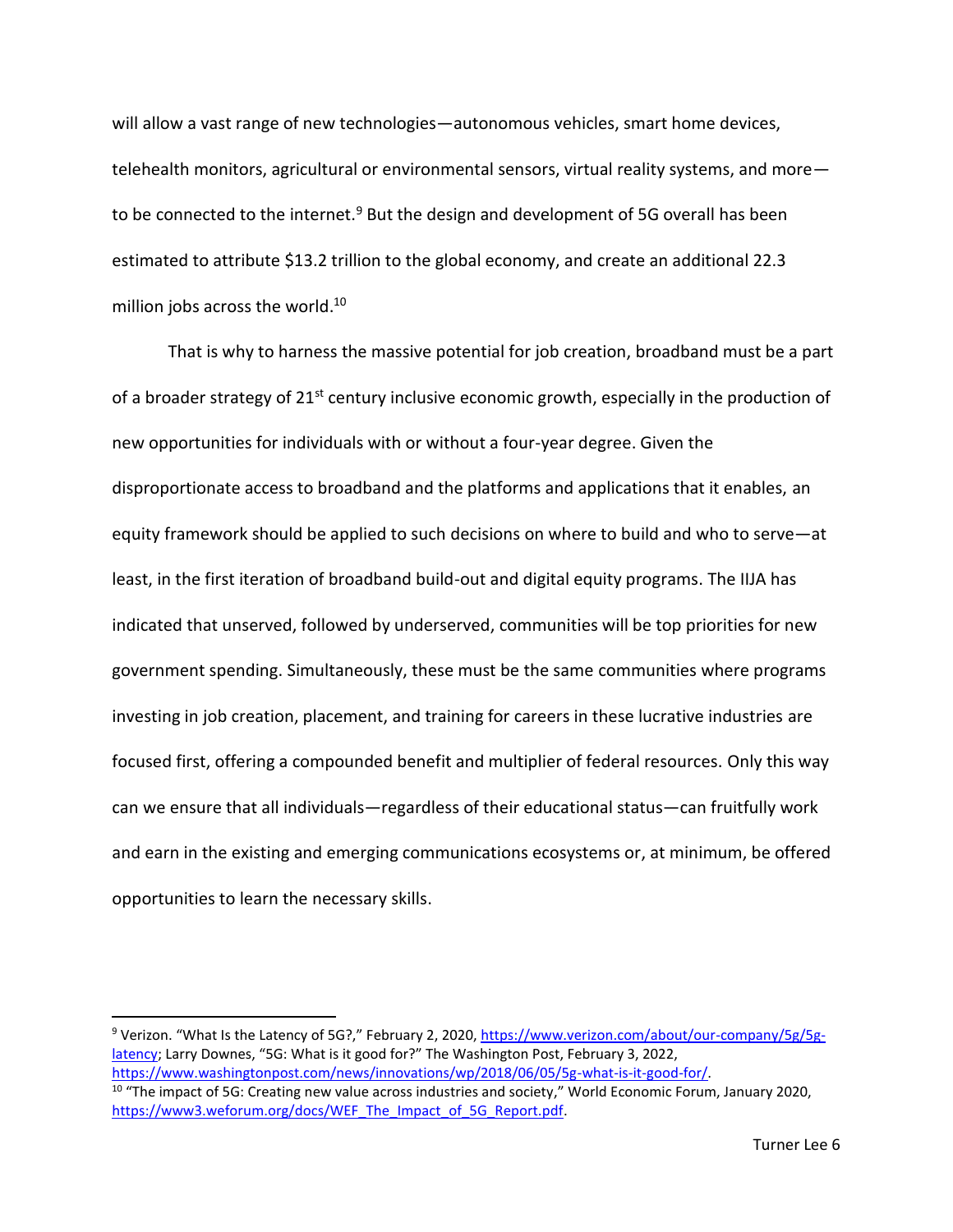will allow a vast range of new technologies—autonomous vehicles, smart home devices, telehealth monitors, agricultural or environmental sensors, virtual reality systems, and more—to be connected to the internet.[9] But the design and development of 5G overall has been estimated to attribute $13.2 trillion to the global economy, and create an additional 22.3 million jobs across the world.[10]

That is why to harness the massive potential for job creation, broadband must be a part of a broader strategy of 21st century inclusive economic growth, especially in the production of new opportunities for individuals with or without a four-year degree. Given the disproportionate access to broadband and the platforms and applications that it enables, an equity framework should be applied to such decisions on where to build and who to serve—at least, in the first iteration of broadband build-out and digital equity programs. The IIJA has indicated that unserved, followed by underserved, communities will be top priorities for new government spending. Simultaneously, these must be the same communities where programs investing in job creation, placement, and training for careers in these lucrative industries are focused first, offering a compounded benefit and multiplier of federal resources. Only this way can we ensure that all individuals—regardless of their educational status—can fruitfully work and earn in the existing and emerging communications ecosystems or, at minimum, be offered opportunities to learn the necessary skills.

---

[9] Verizon. "What Is the Latency of 5G?," February 2, 2020, https://www.verizon.com/about/our-company/5g/5g-latency; Larry Downes, "5G: What is it good for?" The Washington Post, February 3, 2022, https://www.washingtonpost.com/news/innovations/wp/2018/06/05/5g-what-is-it-good-for/.

[10] "The impact of 5G: Creating new value across industries and society," World Economic Forum, January 2020, https://www3.weforum.org/docs/WEF_The_Impact_of_5G_Report.pdf.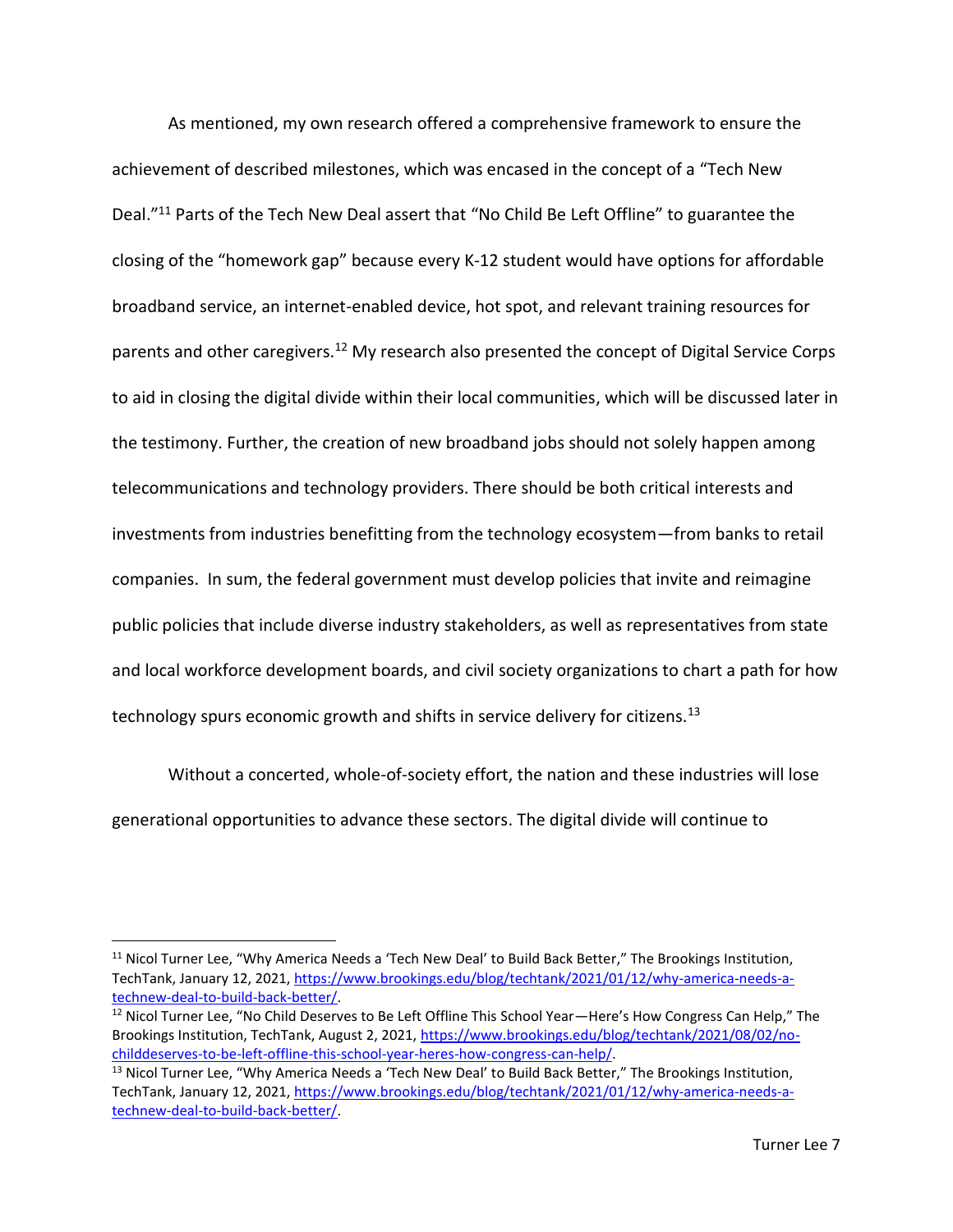As mentioned, my own research offered a comprehensive framework to ensure the achievement of described milestones, which was encased in the concept of a "Tech New Deal."[11] Parts of the Tech New Deal assert that "No Child Be Left Offline" to guarantee the closing of the "homework gap" because every K-12 student would have options for affordable broadband service, an internet-enabled device, hot spot, and relevant training resources for parents and other caregivers.[12] My research also presented the concept of Digital Service Corps to aid in closing the digital divide within their local communities, which will be discussed later in the testimony. Further, the creation of new broadband jobs should not solely happen among telecommunications and technology providers. There should be both critical interests and investments from industries benefitting from the technology ecosystem—from banks to retail companies. In sum, the federal government must develop policies that invite and reimagine public policies that include diverse industry stakeholders, as well as representatives from state and local workforce development boards, and civil society organizations to chart a path for how technology spurs economic growth and shifts in service delivery for citizens.[13]

Without a concerted, whole-of-society effort, the nation and these industries will lose generational opportunities to advance these sectors. The digital divide will continue to

---

[11] Nicol Turner Lee, "Why America Needs a 'Tech New Deal' to Build Back Better," The Brookings Institution, TechTank, January 12, 2021, https://www.brookings.edu/blog/techtank/2021/01/12/why-america-needs-a-technew-deal-to-build-back-better/.

[12] Nicol Turner Lee, "No Child Deserves to Be Left Offline This School Year—Here's How Congress Can Help," The Brookings Institution, TechTank, August 2, 2021, https://www.brookings.edu/blog/techtank/2021/08/02/no-childdeserves-to-be-left-offline-this-school-year-heres-how-congress-can-help/.

[13] Nicol Turner Lee, "Why America Needs a 'Tech New Deal' to Build Back Better," The Brookings Institution, TechTank, January 12, 2021, https://www.brookings.edu/blog/techtank/2021/01/12/why-america-needs-a-technew-deal-to-build-back-better/.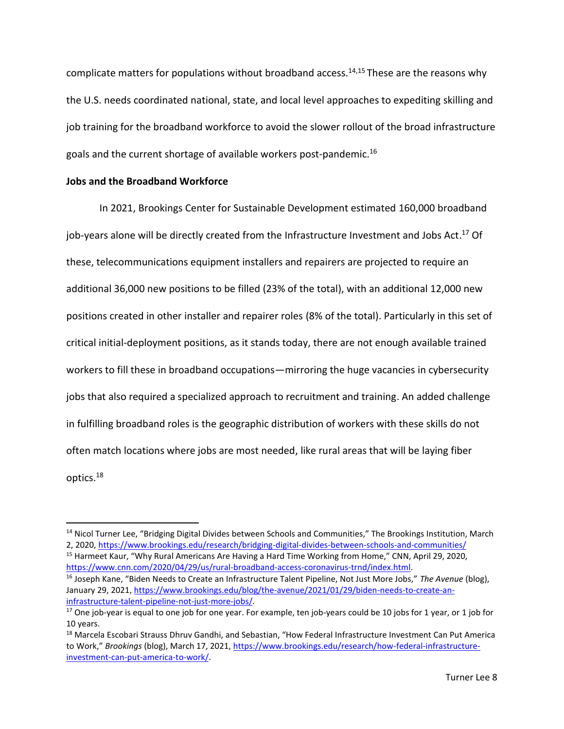complicate matters for populations without broadband access.[14,15] These are the reasons why the U.S. needs coordinated national, state, and local level approaches to expediting skilling and job training for the broadband workforce to avoid the slower rollout of the broad infrastructure goals and the current shortage of available workers post-pandemic.[16]

**Jobs and the Broadband Workforce**

In 2021, Brookings Center for Sustainable Development estimated 160,000 broadband job-years alone will be directly created from the Infrastructure Investment and Jobs Act.[17] Of these, telecommunications equipment installers and repairers are projected to require an additional 36,000 new positions to be filled (23% of the total), with an additional 12,000 new positions created in other installer and repairer roles (8% of the total). Particularly in this set of critical initial-deployment positions, as it stands today, there are not enough available trained workers to fill these in broadband occupations—mirroring the huge vacancies in cybersecurity jobs that also required a specialized approach to recruitment and training. An added challenge in fulfilling broadband roles is the geographic distribution of workers with these skills do not often match locations where jobs are most needed, like rural areas that will be laying fiber optics.[18]

---

[14] Nicol Turner Lee, "Bridging Digital Divides between Schools and Communities," The Brookings Institution, March 2, 2020, https://www.brookings.edu/research/bridging-digital-divides-between-schools-and-communities/

[15] Harmeet Kaur, "Why Rural Americans Are Having a Hard Time Working from Home," CNN, April 29, 2020, https://www.cnn.com/2020/04/29/us/rural-broadband-access-coronavirus-trnd/index.html.

[16] Joseph Kane, "Biden Needs to Create an Infrastructure Talent Pipeline, Not Just More Jobs," *The Avenue* (blog), January 29, 2021, https://www.brookings.edu/blog/the-avenue/2021/01/29/biden-needs-to-create-an-infrastructure-talent-pipeline-not-just-more-jobs/.

[17] One job-year is equal to one job for one year. For example, ten job-years could be 10 jobs for 1 year, or 1 job for 10 years.

[18] Marcela Escobari Strauss Dhruv Gandhi, and Sebastian, "How Federal Infrastructure Investment Can Put America to Work," *Brookings* (blog), March 17, 2021, https://www.brookings.edu/research/how-federal-infrastructure-investment-can-put-america-to-work/.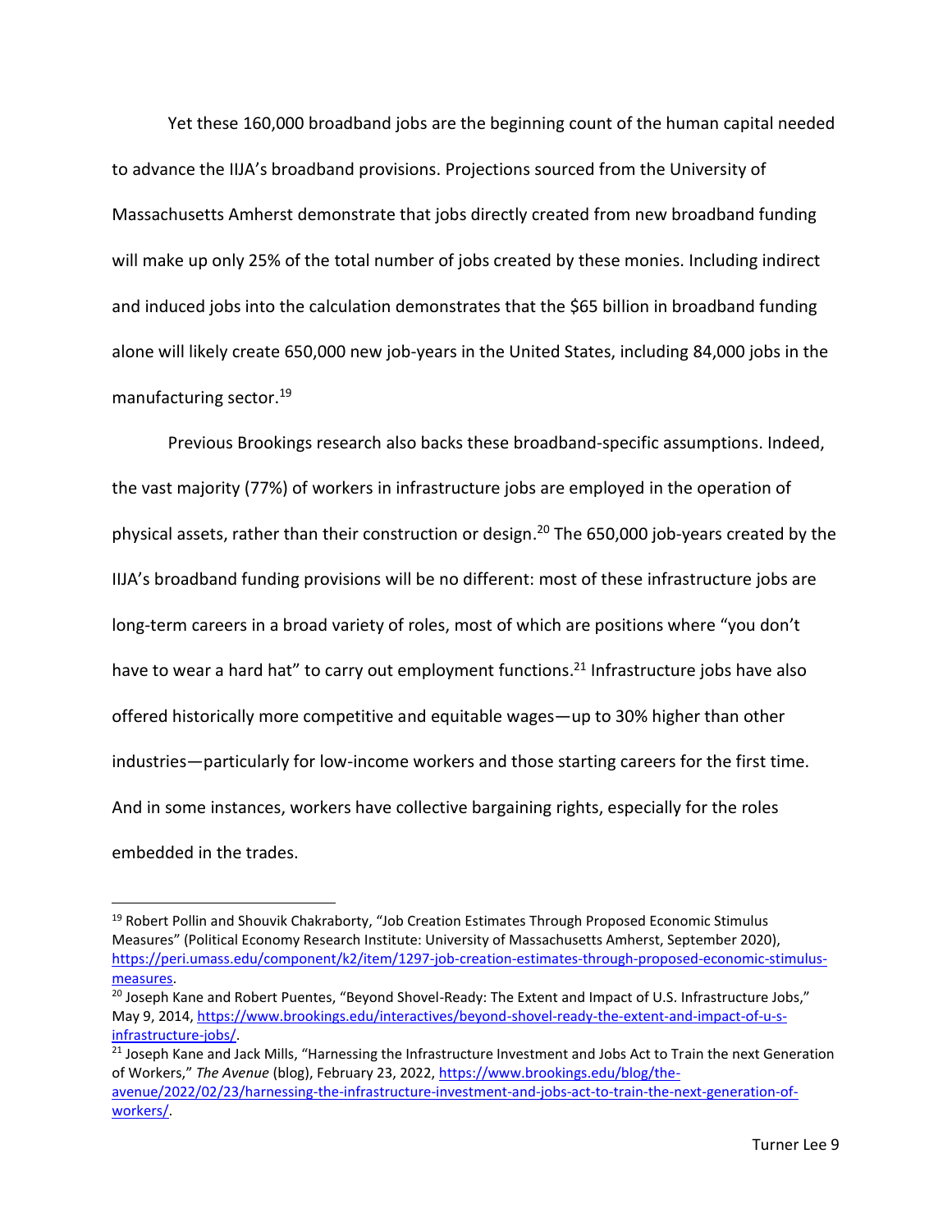Yet these 160,000 broadband jobs are the beginning count of the human capital needed to advance the IIJA's broadband provisions. Projections sourced from the University of Massachusetts Amherst demonstrate that jobs directly created from new broadband funding will make up only 25% of the total number of jobs created by these monies. Including indirect and induced jobs into the calculation demonstrates that the $65 billion in broadband funding alone will likely create 650,000 new job-years in the United States, including 84,000 jobs in the manufacturing sector.[19]

Previous Brookings research also backs these broadband-specific assumptions. Indeed, the vast majority (77%) of workers in infrastructure jobs are employed in the operation of physical assets, rather than their construction or design.[20] The 650,000 job-years created by the IIJA's broadband funding provisions will be no different: most of these infrastructure jobs are long-term careers in a broad variety of roles, most of which are positions where "you don't have to wear a hard hat" to carry out employment functions.[21] Infrastructure jobs have also offered historically more competitive and equitable wages—up to 30% higher than other industries—particularly for low-income workers and those starting careers for the first time. And in some instances, workers have collective bargaining rights, especially for the roles embedded in the trades.

---

[19] Robert Pollin and Shouvik Chakraborty, "Job Creation Estimates Through Proposed Economic Stimulus Measures" (Political Economy Research Institute: University of Massachusetts Amherst, September 2020), https://peri.umass.edu/component/k2/item/1297-job-creation-estimates-through-proposed-economic-stimulus-measures.

[20] Joseph Kane and Robert Puentes, "Beyond Shovel-Ready: The Extent and Impact of U.S. Infrastructure Jobs," May 9, 2014, https://www.brookings.edu/interactives/beyond-shovel-ready-the-extent-and-impact-of-u-s-infrastructure-jobs/.

[21] Joseph Kane and Jack Mills, "Harnessing the Infrastructure Investment and Jobs Act to Train the next Generation of Workers," *The Avenue* (blog), February 23, 2022, https://www.brookings.edu/blog/the-avenue/2022/02/23/harnessing-the-infrastructure-investment-and-jobs-act-to-train-the-next-generation-of-workers/.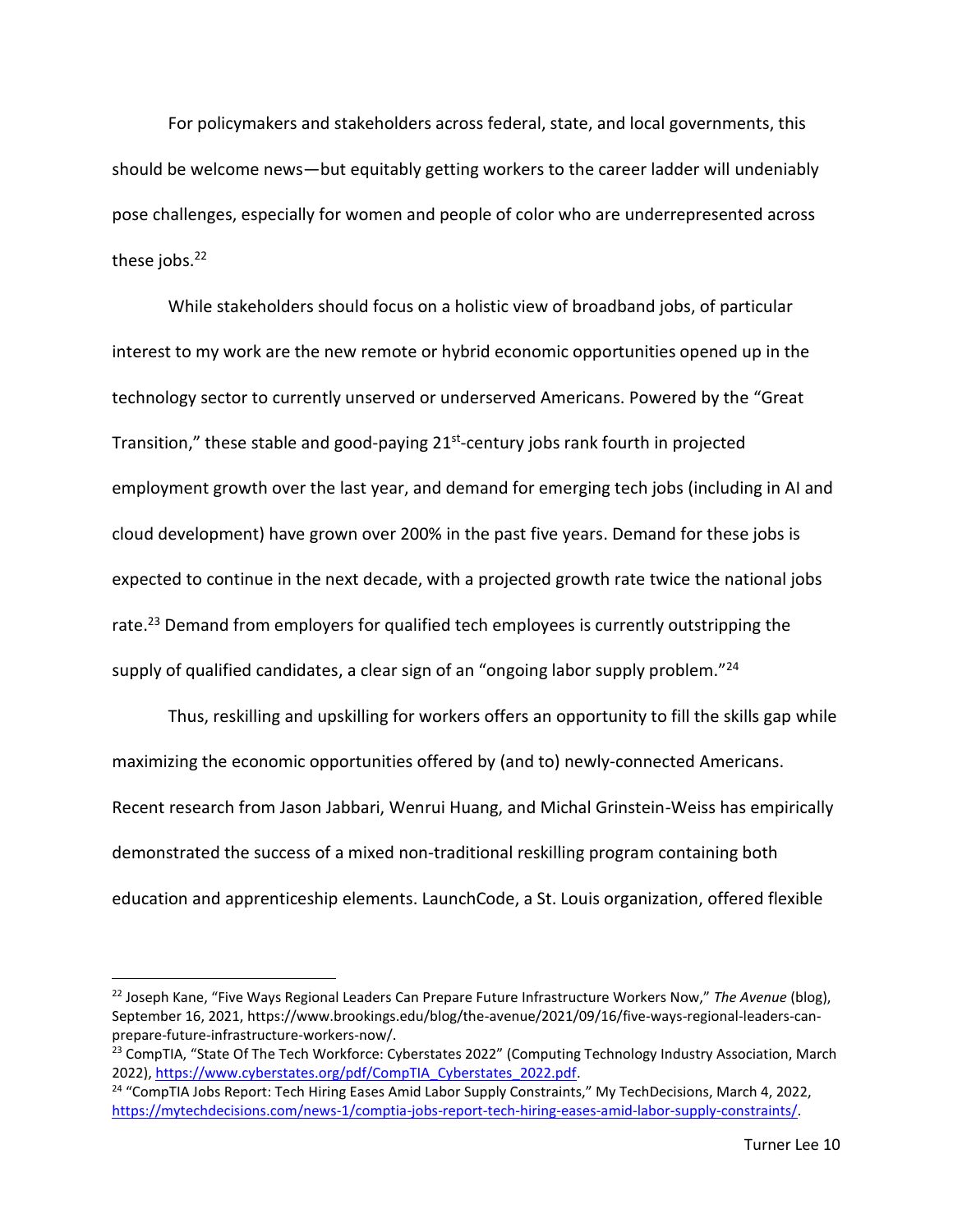For policymakers and stakeholders across federal, state, and local governments, this should be welcome news—but equitably getting workers to the career ladder will undeniably pose challenges, especially for women and people of color who are underrepresented across these jobs.[22]

While stakeholders should focus on a holistic view of broadband jobs, of particular interest to my work are the new remote or hybrid economic opportunities opened up in the technology sector to currently unserved or underserved Americans. Powered by the "Great Transition," these stable and good-paying 21st-century jobs rank fourth in projected employment growth over the last year, and demand for emerging tech jobs (including in AI and cloud development) have grown over 200% in the past five years. Demand for these jobs is expected to continue in the next decade, with a projected growth rate twice the national jobs rate.[23] Demand from employers for qualified tech employees is currently outstripping the supply of qualified candidates, a clear sign of an "ongoing labor supply problem."[24]

Thus, reskilling and upskilling for workers offers an opportunity to fill the skills gap while maximizing the economic opportunities offered by (and to) newly-connected Americans. Recent research from Jason Jabbari, Wenrui Huang, and Michal Grinstein-Weiss has empirically demonstrated the success of a mixed non-traditional reskilling program containing both education and apprenticeship elements. LaunchCode, a St. Louis organization, offered flexible

---

[22] Joseph Kane, "Five Ways Regional Leaders Can Prepare Future Infrastructure Workers Now," *The Avenue* (blog), September 16, 2021, https://www.brookings.edu/blog/the-avenue/2021/09/16/five-ways-regional-leaders-can-prepare-future-infrastructure-workers-now/.

[23] CompTIA, "State Of The Tech Workforce: Cyberstates 2022" (Computing Technology Industry Association, March 2022), https://www.cyberstates.org/pdf/CompTIA_Cyberstates_2022.pdf.

[24] "CompTIA Jobs Report: Tech Hiring Eases Amid Labor Supply Constraints," My TechDecisions, March 4, 2022, https://mytechdecisions.com/news-1/comptia-jobs-report-tech-hiring-eases-amid-labor-supply-constraints/.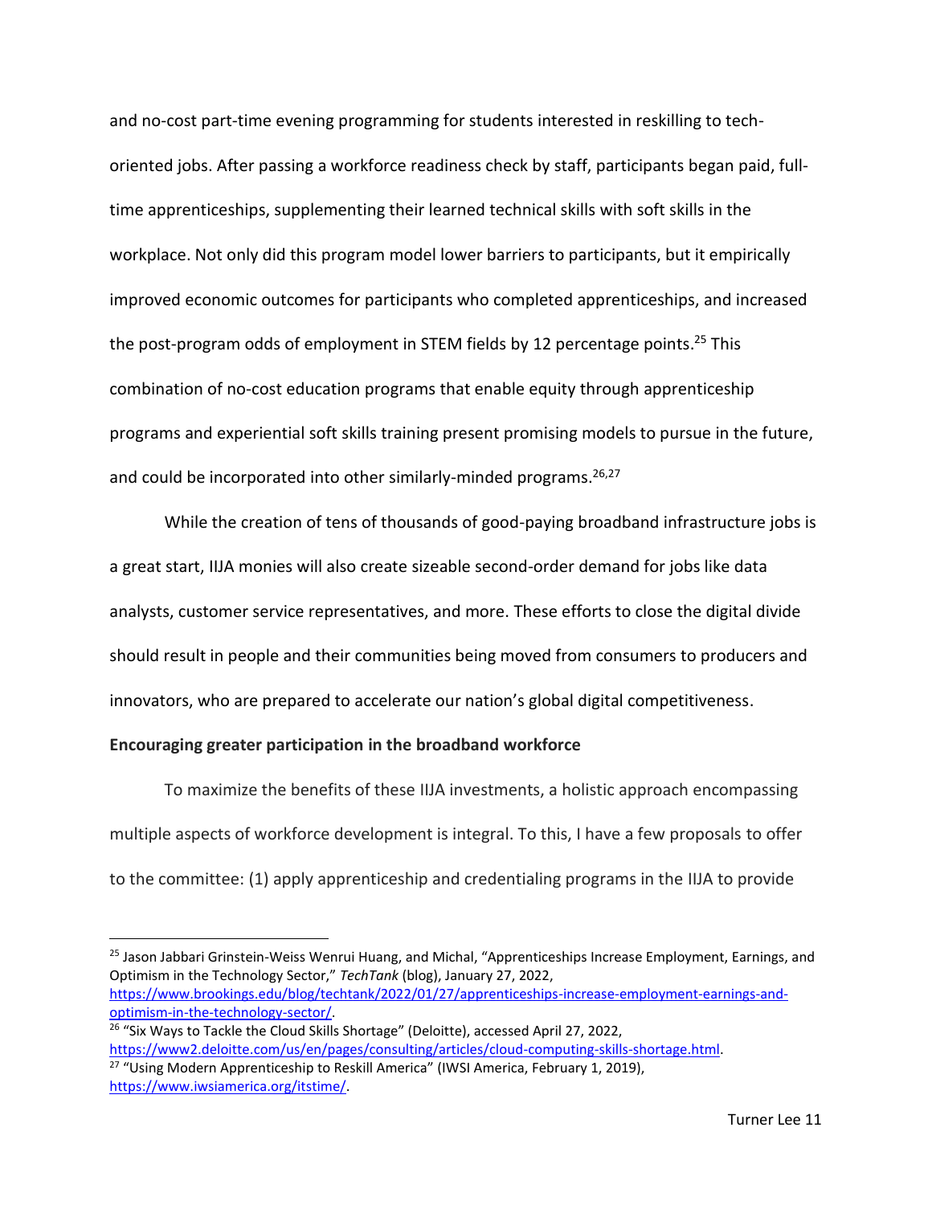and no-cost part-time evening programming for students interested in reskilling to tech-oriented jobs. After passing a workforce readiness check by staff, participants began paid, full-time apprenticeships, supplementing their learned technical skills with soft skills in the workplace. Not only did this program model lower barriers to participants, but it empirically improved economic outcomes for participants who completed apprenticeships, and increased the post-program odds of employment in STEM fields by 12 percentage points.[25] This combination of no-cost education programs that enable equity through apprenticeship programs and experiential soft skills training present promising models to pursue in the future, and could be incorporated into other similarly-minded programs.[26,27]

While the creation of tens of thousands of good-paying broadband infrastructure jobs is a great start, IIJA monies will also create sizeable second-order demand for jobs like data analysts, customer service representatives, and more. These efforts to close the digital divide should result in people and their communities being moved from consumers to producers and innovators, who are prepared to accelerate our nation's global digital competitiveness.

**Encouraging greater participation in the broadband workforce**

To maximize the benefits of these IIJA investments, a holistic approach encompassing multiple aspects of workforce development is integral. To this, I have a few proposals to offer to the committee: (1) apply apprenticeship and credentialing programs in the IIJA to provide

---

[25] Jason Jabbari Grinstein-Weiss Wenrui Huang, and Michal, "Apprenticeships Increase Employment, Earnings, and Optimism in the Technology Sector," *TechTank* (blog), January 27, 2022, https://www.brookings.edu/blog/techtank/2022/01/27/apprenticeships-increase-employment-earnings-and-optimism-in-the-technology-sector/.

[26] "Six Ways to Tackle the Cloud Skills Shortage" (Deloitte), accessed April 27, 2022, https://www2.deloitte.com/us/en/pages/consulting/articles/cloud-computing-skills-shortage.html.

[27] "Using Modern Apprenticeship to Reskill America" (IWSI America, February 1, 2019), https://www.iwsiamerica.org/itstime/.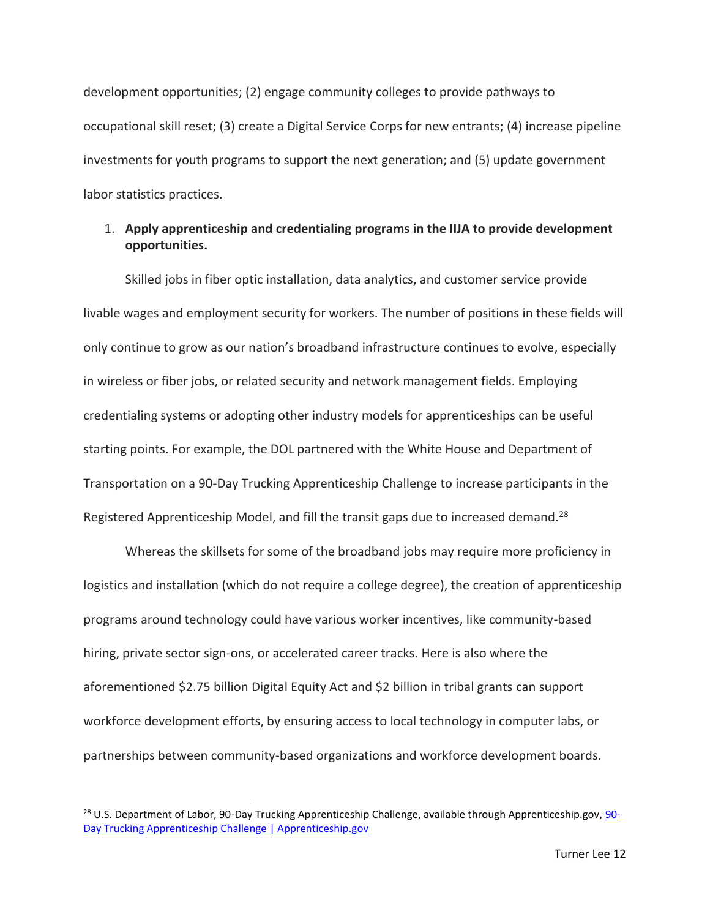development opportunities; (2) engage community colleges to provide pathways to occupational skill reset; (3) create a Digital Service Corps for new entrants; (4) increase pipeline investments for youth programs to support the next generation; and (5) update government labor statistics practices.

1. **Apply apprenticeship and credentialing programs in the IIJA to provide development opportunities.**

Skilled jobs in fiber optic installation, data analytics, and customer service provide livable wages and employment security for workers. The number of positions in these fields will only continue to grow as our nation's broadband infrastructure continues to evolve, especially in wireless or fiber jobs, or related security and network management fields. Employing credentialing systems or adopting other industry models for apprenticeships can be useful starting points. For example, the DOL partnered with the White House and Department of Transportation on a 90-Day Trucking Apprenticeship Challenge to increase participants in the Registered Apprenticeship Model, and fill the transit gaps due to increased demand.[28]

Whereas the skillsets for some of the broadband jobs may require more proficiency in logistics and installation (which do not require a college degree), the creation of apprenticeship programs around technology could have various worker incentives, like community-based hiring, private sector sign-ons, or accelerated career tracks. Here is also where the aforementioned $2.75 billion Digital Equity Act and $2 billion in tribal grants can support workforce development efforts, by ensuring access to local technology in computer labs, or partnerships between community-based organizations and workforce development boards.

---

[28] U.S. Department of Labor, 90-Day Trucking Apprenticeship Challenge, available through Apprenticeship.gov, [90-Day Trucking Apprenticeship Challenge | Apprenticeship.gov]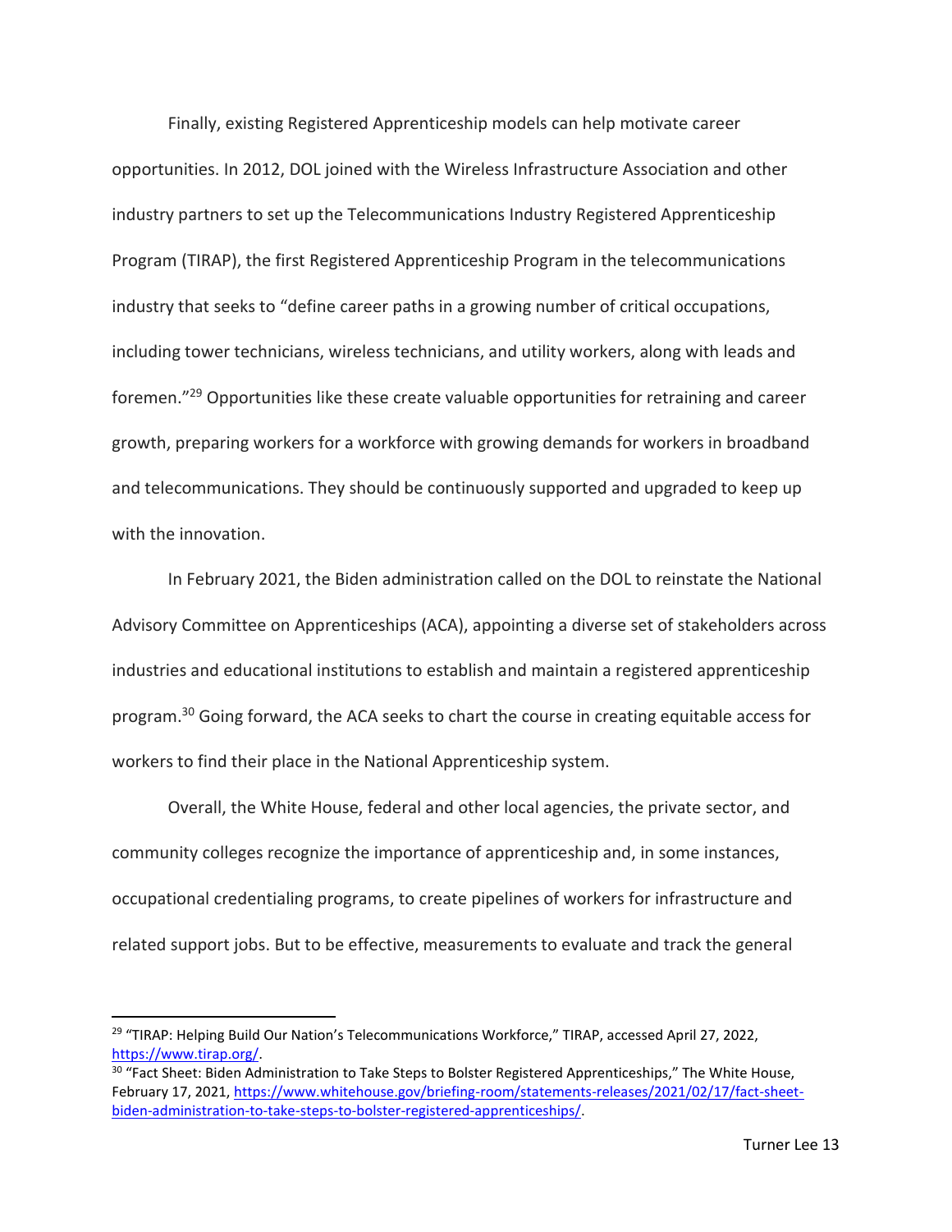Finally, existing Registered Apprenticeship models can help motivate career opportunities. In 2012, DOL joined with the Wireless Infrastructure Association and other industry partners to set up the Telecommunications Industry Registered Apprenticeship Program (TIRAP), the first Registered Apprenticeship Program in the telecommunications industry that seeks to "define career paths in a growing number of critical occupations, including tower technicians, wireless technicians, and utility workers, along with leads and foremen."[29] Opportunities like these create valuable opportunities for retraining and career growth, preparing workers for a workforce with growing demands for workers in broadband and telecommunications. They should be continuously supported and upgraded to keep up with the innovation.

In February 2021, the Biden administration called on the DOL to reinstate the National Advisory Committee on Apprenticeships (ACA), appointing a diverse set of stakeholders across industries and educational institutions to establish and maintain a registered apprenticeship program.[30] Going forward, the ACA seeks to chart the course in creating equitable access for workers to find their place in the National Apprenticeship system.

Overall, the White House, federal and other local agencies, the private sector, and community colleges recognize the importance of apprenticeship and, in some instances, occupational credentialing programs, to create pipelines of workers for infrastructure and related support jobs. But to be effective, measurements to evaluate and track the general

---

[29] "TIRAP: Helping Build Our Nation's Telecommunications Workforce," TIRAP, accessed April 27, 2022, https://www.tirap.org/.

[30] "Fact Sheet: Biden Administration to Take Steps to Bolster Registered Apprenticeships," The White House, February 17, 2021, https://www.whitehouse.gov/briefing-room/statements-releases/2021/02/17/fact-sheet-biden-administration-to-take-steps-to-bolster-registered-apprenticeships/.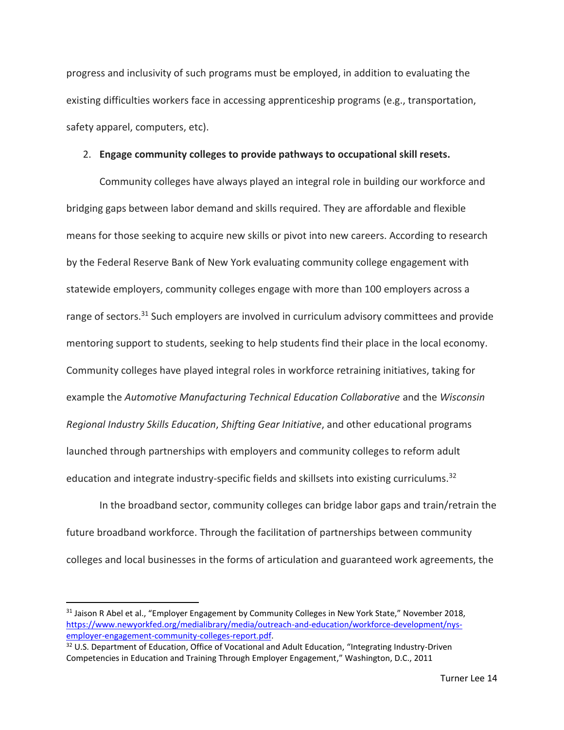progress and inclusivity of such programs must be employed, in addition to evaluating the existing difficulties workers face in accessing apprenticeship programs (e.g., transportation, safety apparel, computers, etc).

2. **Engage community colleges to provide pathways to occupational skill resets.**

Community colleges have always played an integral role in building our workforce and bridging gaps between labor demand and skills required. They are affordable and flexible means for those seeking to acquire new skills or pivot into new careers. According to research by the Federal Reserve Bank of New York evaluating community college engagement with statewide employers, community colleges engage with more than 100 employers across a range of sectors.[31] Such employers are involved in curriculum advisory committees and provide mentoring support to students, seeking to help students find their place in the local economy. Community colleges have played integral roles in workforce retraining initiatives, taking for example the *Automotive Manufacturing Technical Education Collaborative* and the *Wisconsin Regional Industry Skills Education*, *Shifting Gear Initiative*, and other educational programs launched through partnerships with employers and community colleges to reform adult education and integrate industry-specific fields and skillsets into existing curriculums.[32]

In the broadband sector, community colleges can bridge labor gaps and train/retrain the future broadband workforce. Through the facilitation of partnerships between community colleges and local businesses in the forms of articulation and guaranteed work agreements, the

---

[31] Jaison R Abel et al., "Employer Engagement by Community Colleges in New York State," November 2018, https://www.newyorkfed.org/medialibrary/media/outreach-and-education/workforce-development/nys-employer-engagement-community-colleges-report.pdf.

[32] U.S. Department of Education, Office of Vocational and Adult Education, "Integrating Industry-Driven Competencies in Education and Training Through Employer Engagement," Washington, D.C., 2011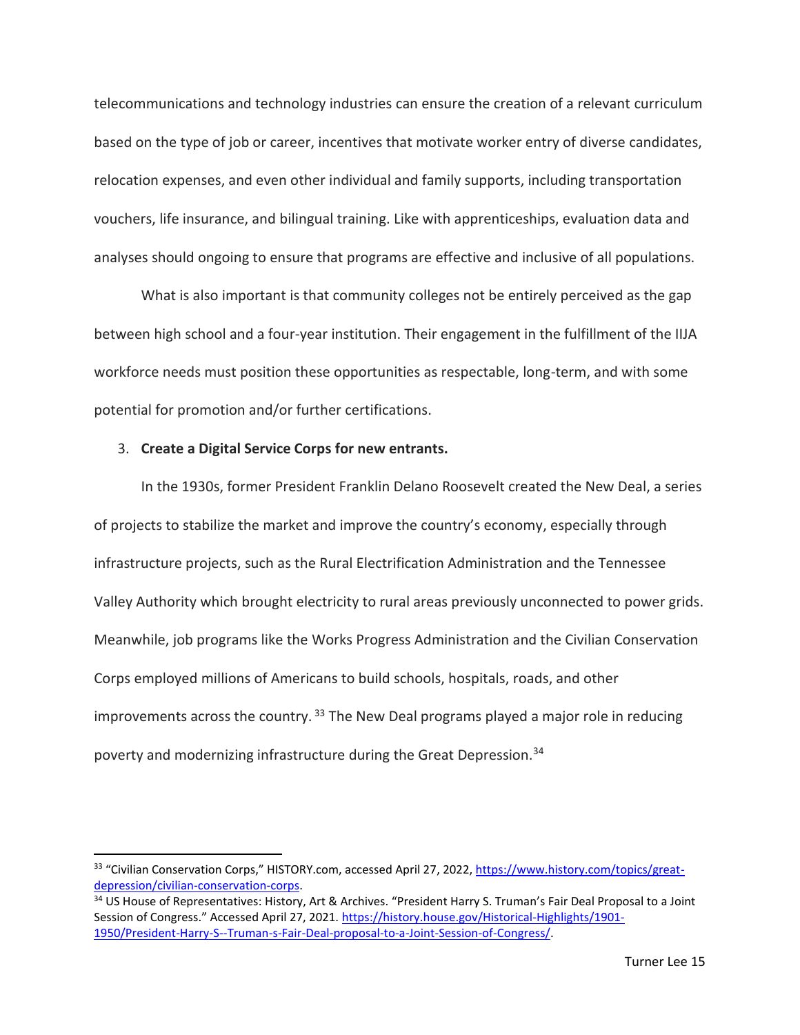telecommunications and technology industries can ensure the creation of a relevant curriculum based on the type of job or career, incentives that motivate worker entry of diverse candidates, relocation expenses, and even other individual and family supports, including transportation vouchers, life insurance, and bilingual training. Like with apprenticeships, evaluation data and analyses should ongoing to ensure that programs are effective and inclusive of all populations.

What is also important is that community colleges not be entirely perceived as the gap between high school and a four-year institution. Their engagement in the fulfillment of the IIJA workforce needs must position these opportunities as respectable, long-term, and with some potential for promotion and/or further certifications.

3. **Create a Digital Service Corps for new entrants.**

In the 1930s, former President Franklin Delano Roosevelt created the New Deal, a series of projects to stabilize the market and improve the country's economy, especially through infrastructure projects, such as the Rural Electrification Administration and the Tennessee Valley Authority which brought electricity to rural areas previously unconnected to power grids. Meanwhile, job programs like the Works Progress Administration and the Civilian Conservation Corps employed millions of Americans to build schools, hospitals, roads, and other improvements across the country. [33] The New Deal programs played a major role in reducing poverty and modernizing infrastructure during the Great Depression.[34]

---

[33] "Civilian Conservation Corps," HISTORY.com, accessed April 27, 2022, https://www.history.com/topics/great-depression/civilian-conservation-corps.

[34] US House of Representatives: History, Art & Archives. "President Harry S. Truman's Fair Deal Proposal to a Joint Session of Congress." Accessed April 27, 2021. https://history.house.gov/Historical-Highlights/1901-1950/President-Harry-S--Truman-s-Fair-Deal-proposal-to-a-Joint-Session-of-Congress/.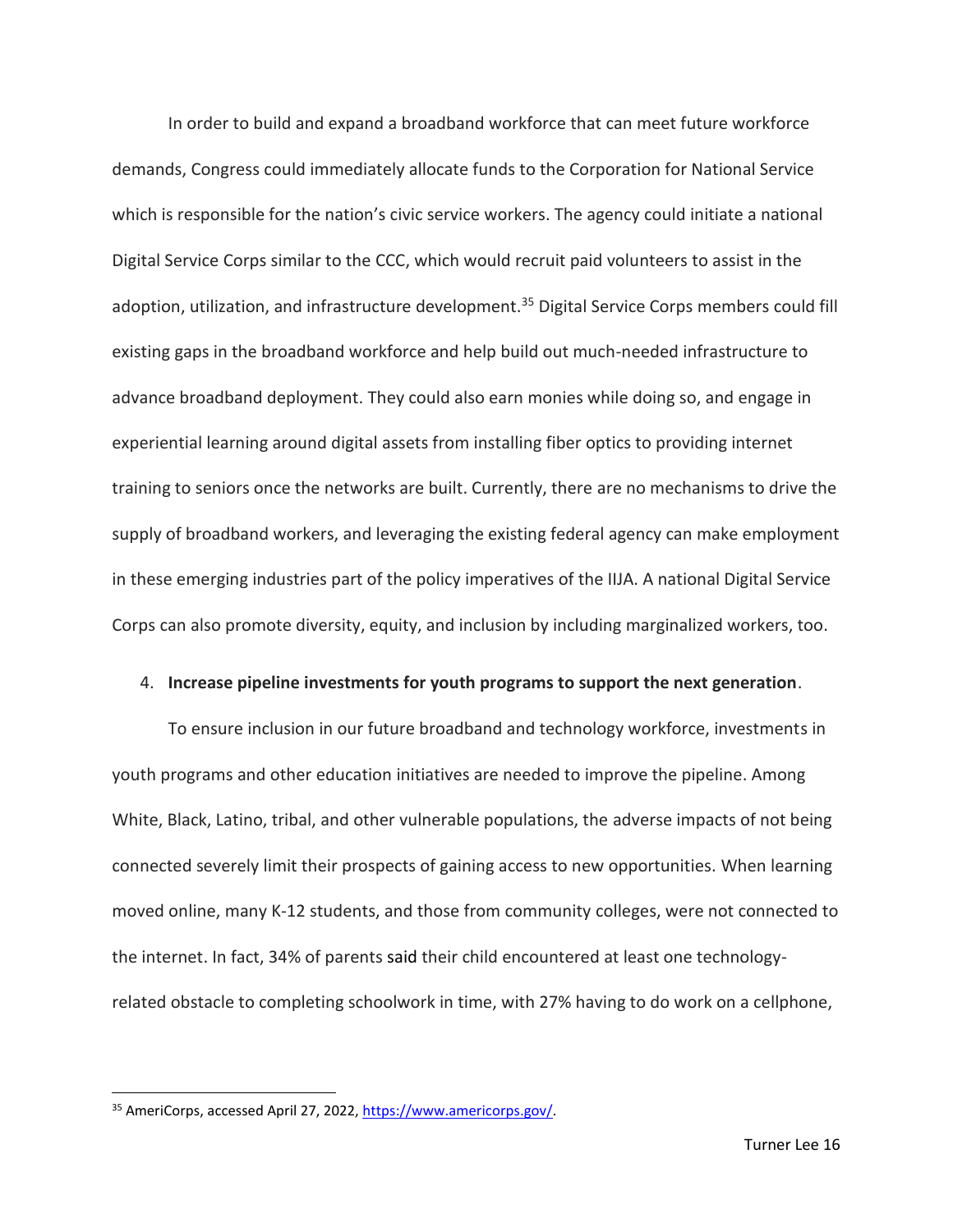In order to build and expand a broadband workforce that can meet future workforce demands, Congress could immediately allocate funds to the Corporation for National Service which is responsible for the nation's civic service workers. The agency could initiate a national Digital Service Corps similar to the CCC, which would recruit paid volunteers to assist in the adoption, utilization, and infrastructure development.[35] Digital Service Corps members could fill existing gaps in the broadband workforce and help build out much-needed infrastructure to advance broadband deployment. They could also earn monies while doing so, and engage in experiential learning around digital assets from installing fiber optics to providing internet training to seniors once the networks are built. Currently, there are no mechanisms to drive the supply of broadband workers, and leveraging the existing federal agency can make employment in these emerging industries part of the policy imperatives of the IIJA. A national Digital Service Corps can also promote diversity, equity, and inclusion by including marginalized workers, too.

4. **Increase pipeline investments for youth programs to support the next generation**.

To ensure inclusion in our future broadband and technology workforce, investments in youth programs and other education initiatives are needed to improve the pipeline. Among White, Black, Latino, tribal, and other vulnerable populations, the adverse impacts of not being connected severely limit their prospects of gaining access to new opportunities. When learning moved online, many K-12 students, and those from community colleges, were not connected to the internet. In fact, 34% of parents said their child encountered at least one technology-related obstacle to completing schoolwork in time, with 27% having to do work on a cellphone,

---

[35] AmeriCorps, accessed April 27, 2022, https://www.americorps.gov/.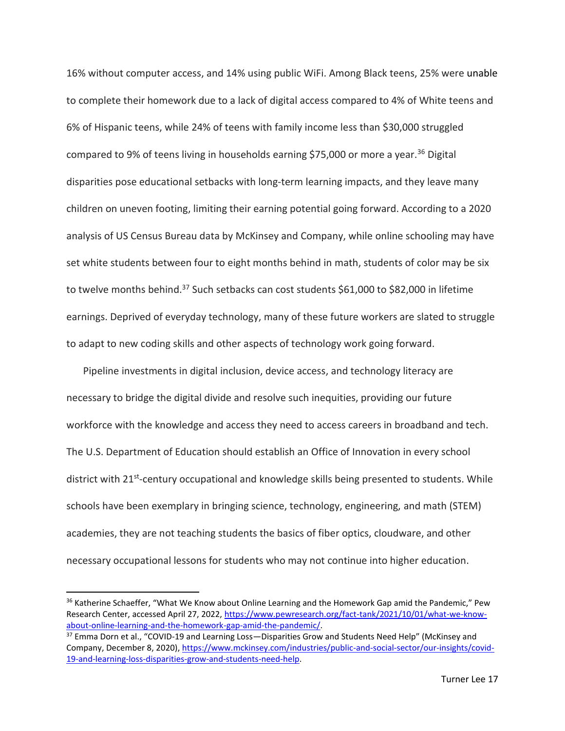16% without computer access, and 14% using public WiFi. Among Black teens, 25% were unable to complete their homework due to a lack of digital access compared to 4% of White teens and 6% of Hispanic teens, while 24% of teens with family income less than $30,000 struggled compared to 9% of teens living in households earning $75,000 or more a year.[36] Digital disparities pose educational setbacks with long-term learning impacts, and they leave many children on uneven footing, limiting their earning potential going forward. According to a 2020 analysis of US Census Bureau data by McKinsey and Company, while online schooling may have set white students between four to eight months behind in math, students of color may be six to twelve months behind.[37] Such setbacks can cost students $61,000 to $82,000 in lifetime earnings. Deprived of everyday technology, many of these future workers are slated to struggle to adapt to new coding skills and other aspects of technology work going forward.

Pipeline investments in digital inclusion, device access, and technology literacy are necessary to bridge the digital divide and resolve such inequities, providing our future workforce with the knowledge and access they need to access careers in broadband and tech. The U.S. Department of Education should establish an Office of Innovation in every school district with 21st-century occupational and knowledge skills being presented to students. While schools have been exemplary in bringing science, technology, engineering, and math (STEM) academies, they are not teaching students the basics of fiber optics, cloudware, and other necessary occupational lessons for students who may not continue into higher education.

---

[36] Katherine Schaeffer, "What We Know about Online Learning and the Homework Gap amid the Pandemic," Pew Research Center, accessed April 27, 2022, https://www.pewresearch.org/fact-tank/2021/10/01/what-we-know-about-online-learning-and-the-homework-gap-amid-the-pandemic/.

[37] Emma Dorn et al., "COVID-19 and Learning Loss—Disparities Grow and Students Need Help" (McKinsey and Company, December 8, 2020), https://www.mckinsey.com/industries/public-and-social-sector/our-insights/covid-19-and-learning-loss-disparities-grow-and-students-need-help.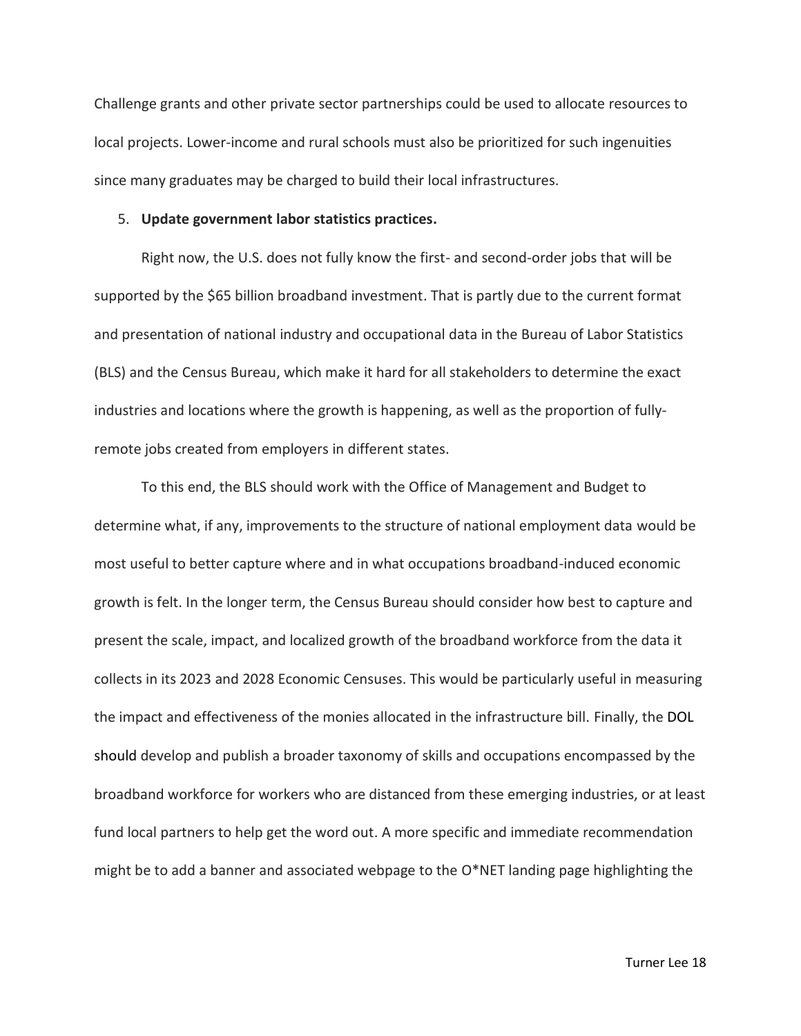Challenge grants and other private sector partnerships could be used to allocate resources to local projects. Lower-income and rural schools must also be prioritized for such ingenuities since many graduates may be charged to build their local infrastructures.

5. **Update government labor statistics practices.**

Right now, the U.S. does not fully know the first- and second-order jobs that will be supported by the $65 billion broadband investment. That is partly due to the current format and presentation of national industry and occupational data in the Bureau of Labor Statistics (BLS) and the Census Bureau, which make it hard for all stakeholders to determine the exact industries and locations where the growth is happening, as well as the proportion of fully-remote jobs created from employers in different states.

To this end, the BLS should work with the Office of Management and Budget to determine what, if any, improvements to the structure of national employment data would be most useful to better capture where and in what occupations broadband-induced economic growth is felt. In the longer term, the Census Bureau should consider how best to capture and present the scale, impact, and localized growth of the broadband workforce from the data it collects in its 2023 and 2028 Economic Censuses. This would be particularly useful in measuring the impact and effectiveness of the monies allocated in the infrastructure bill. Finally, the DOL should develop and publish a broader taxonomy of skills and occupations encompassed by the broadband workforce for workers who are distanced from these emerging industries, or at least fund local partners to help get the word out. A more specific and immediate recommendation might be to add a banner and associated webpage to the O*NET landing page highlighting the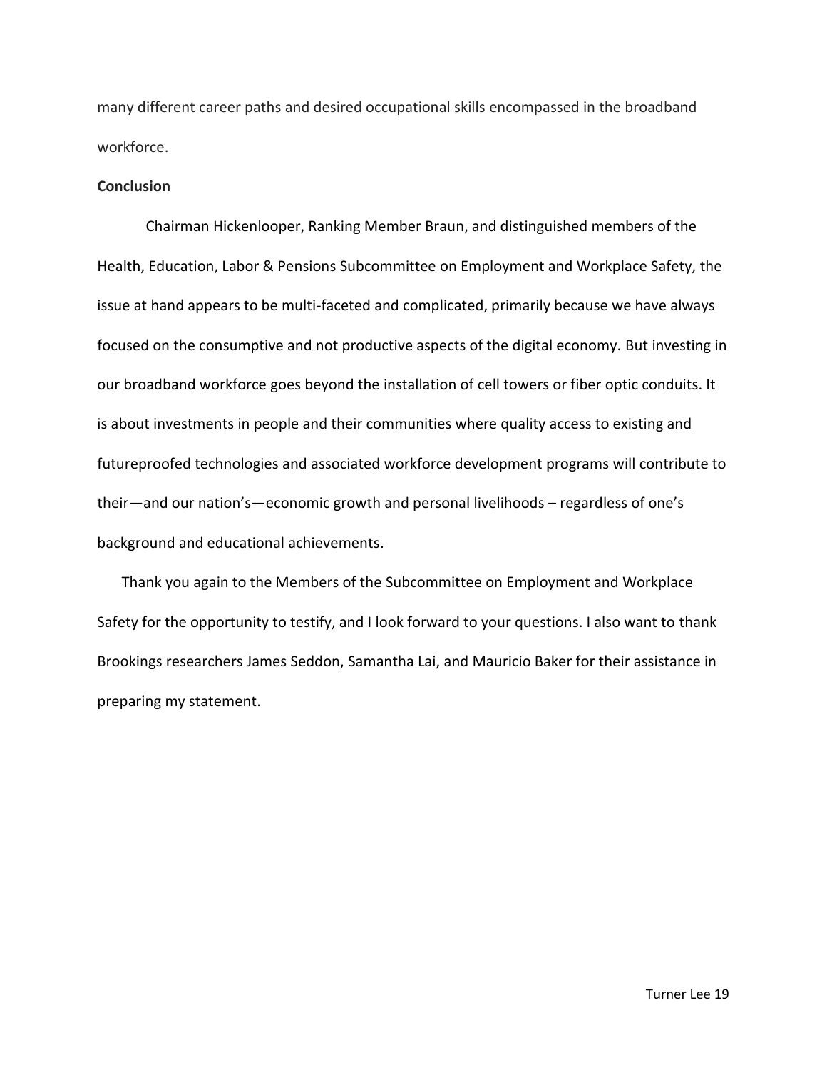many different career paths and desired occupational skills encompassed in the broadband workforce.

**Conclusion**

Chairman Hickenlooper, Ranking Member Braun, and distinguished members of the Health, Education, Labor & Pensions Subcommittee on Employment and Workplace Safety, the issue at hand appears to be multi-faceted and complicated, primarily because we have always focused on the consumptive and not productive aspects of the digital economy. But investing in our broadband workforce goes beyond the installation of cell towers or fiber optic conduits. It is about investments in people and their communities where quality access to existing and futureproofed technologies and associated workforce development programs will contribute to their—and our nation's—economic growth and personal livelihoods – regardless of one's background and educational achievements.

Thank you again to the Members of the Subcommittee on Employment and Workplace Safety for the opportunity to testify, and I look forward to your questions. I also want to thank Brookings researchers James Seddon, Samantha Lai, and Mauricio Baker for their assistance in preparing my statement.